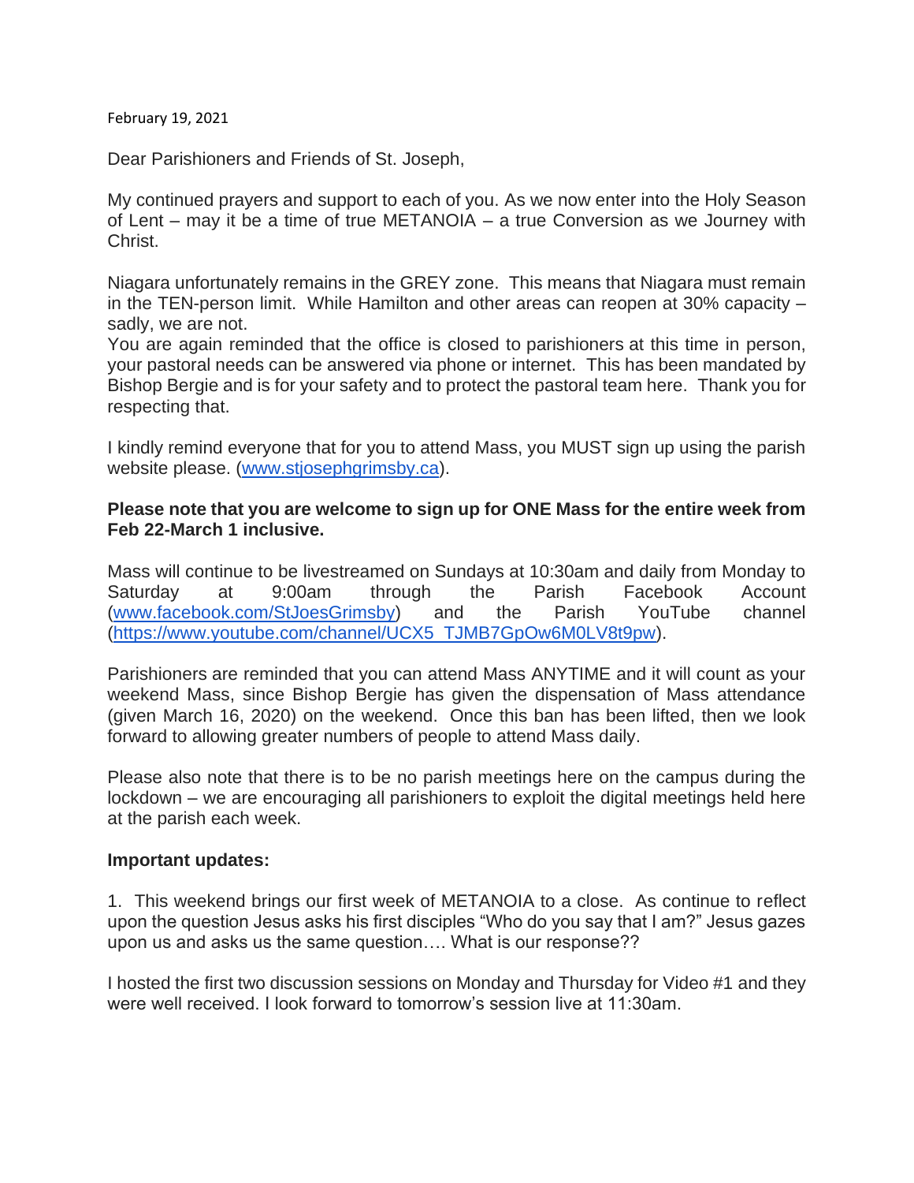February 19, 2021

Dear Parishioners and Friends of St. Joseph,

My continued prayers and support to each of you. As we now enter into the Holy Season of Lent – may it be a time of true METANOIA – a true Conversion as we Journey with Christ.

Niagara unfortunately remains in the GREY zone. This means that Niagara must remain in the TEN-person limit. While Hamilton and other areas can reopen at 30% capacity – sadly, we are not.

You are again reminded that the office is closed to parishioners at this time in person, your pastoral needs can be answered via phone or internet. This has been mandated by Bishop Bergie and is for your safety and to protect the pastoral team here. Thank you for respecting that.

I kindly remind everyone that for you to attend Mass, you MUST sign up using the parish website please. ([www.stjosephgrimsby.ca](www.stjosephgrimsby.ca)).

**Please note that you are welcome to sign up for ONE Mass for the entire week from Feb 22-March 1 inclusive.**

Mass will continue to be livestreamed on Sundays at 10:30am and daily from Monday to Saturday at 9:00am through the Parish Facebook Account ([www.facebook.com/StJoesGrimsby](www.facebook.com/StJoesGrimsby)) and the Parish YouTube channel ([https://www.youtube.com/channel/UCX5_TJMB7GpOw6M0LV8t9pw](https://www.youtube.com/channel/UCX5_TJMB7GpOw6M0LV8t9pw)).

Parishioners are reminded that you can attend Mass ANYTIME and it will count as your weekend Mass, since Bishop Bergie has given the dispensation of Mass attendance (given March 16, 2020) on the weekend. Once this ban has been lifted, then we look forward to allowing greater numbers of people to attend Mass daily.

Please also note that there is to be no parish meetings here on the campus during the lockdown – we are encouraging all parishioners to exploit the digital meetings held here at the parish each week.

**Important updates:**

1. This weekend brings our first week of METANOIA to a close. As continue to reflect upon the question Jesus asks his first disciples "Who do you say that I am?" Jesus gazes upon us and asks us the same question…. What is our response??

I hosted the first two discussion sessions on Monday and Thursday for Video #1 and they were well received. I look forward to tomorrow's session live at 11:30am.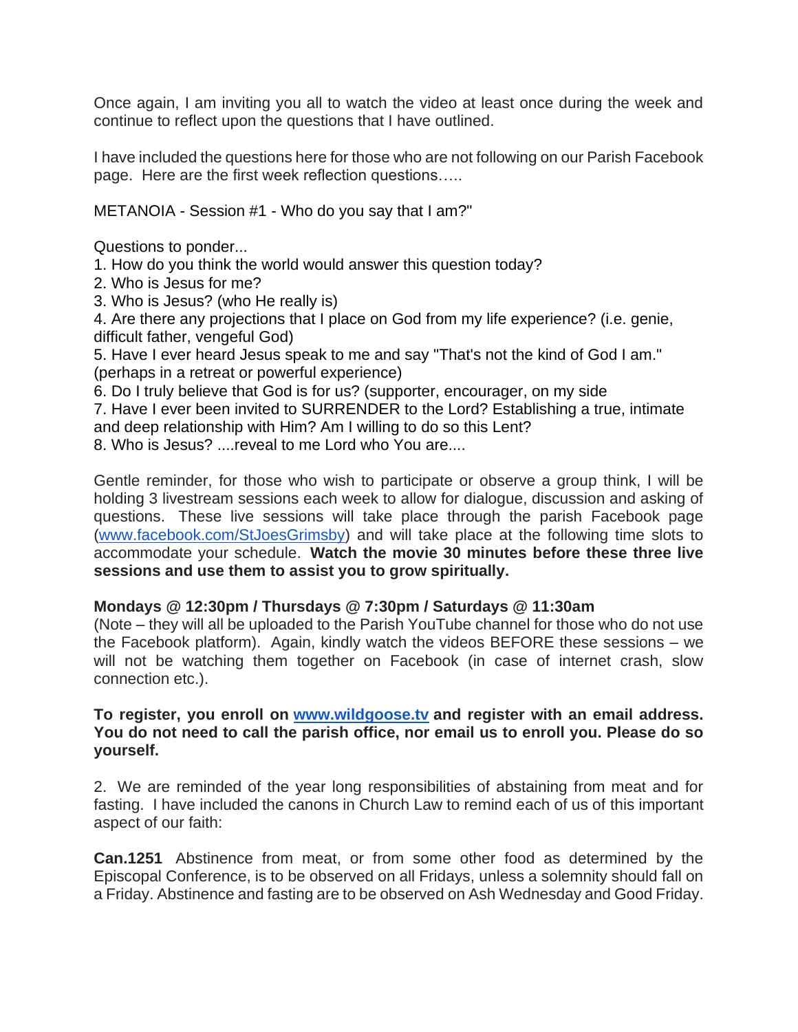Once again, I am inviting you all to watch the video at least once during the week and continue to reflect upon the questions that I have outlined.

I have included the questions here for those who are not following on our Parish Facebook page. Here are the first week reflection questions…..

METANOIA - Session #1 - Who do you say that I am?"

Questions to ponder...
1. How do you think the world would answer this question today?
2. Who is Jesus for me?
3. Who is Jesus? (who He really is)
4. Are there any projections that I place on God from my life experience? (i.e. genie, difficult father, vengeful God)
5. Have I ever heard Jesus speak to me and say "That's not the kind of God I am." (perhaps in a retreat or powerful experience)
6. Do I truly believe that God is for us? (supporter, encourager, on my side
7. Have I ever been invited to SURRENDER to the Lord? Establishing a true, intimate and deep relationship with Him? Am I willing to do so this Lent?
8. Who is Jesus? ....reveal to me Lord who You are....

Gentle reminder, for those who wish to participate or observe a group think, I will be holding 3 livestream sessions each week to allow for dialogue, discussion and asking of questions. These live sessions will take place through the parish Facebook page ([www.facebook.com/StJoesGrimsby](www.facebook.com/StJoesGrimsby)) and will take place at the following time slots to accommodate your schedule. **Watch the movie 30 minutes before these three live sessions and use them to assist you to grow spiritually.**

**Mondays @ 12:30pm / Thursdays @ 7:30pm / Saturdays @ 11:30am**
(Note – they will all be uploaded to the Parish YouTube channel for those who do not use the Facebook platform). Again, kindly watch the videos BEFORE these sessions – we will not be watching them together on Facebook (in case of internet crash, slow connection etc.).

**To register, you enroll on [www.wildgoose.tv](www.wildgoose.tv) and register with an email address. You do not need to call the parish office, nor email us to enroll you. Please do so yourself.**

2. We are reminded of the year long responsibilities of abstaining from meat and for fasting. I have included the canons in Church Law to remind each of us of this important aspect of our faith:

**Can.1251** Abstinence from meat, or from some other food as determined by the Episcopal Conference, is to be observed on all Fridays, unless a solemnity should fall on a Friday. Abstinence and fasting are to be observed on Ash Wednesday and Good Friday.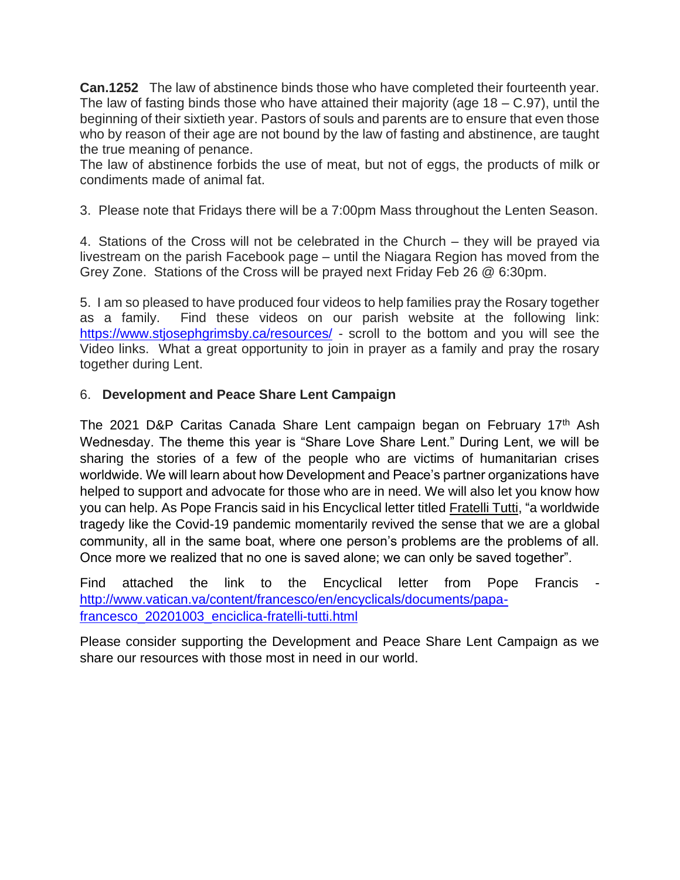**Can.1252** The law of abstinence binds those who have completed their fourteenth year. The law of fasting binds those who have attained their majority (age 18 – C.97), until the beginning of their sixtieth year. Pastors of souls and parents are to ensure that even those who by reason of their age are not bound by the law of fasting and abstinence, are taught the true meaning of penance.
The law of abstinence forbids the use of meat, but not of eggs, the products of milk or condiments made of animal fat.

3. Please note that Fridays there will be a 7:00pm Mass throughout the Lenten Season.

4. Stations of the Cross will not be celebrated in the Church – they will be prayed via livestream on the parish Facebook page – until the Niagara Region has moved from the Grey Zone. Stations of the Cross will be prayed next Friday Feb 26 @ 6:30pm.

5. I am so pleased to have produced four videos to help families pray the Rosary together as a family. Find these videos on our parish website at the following link: https://www.stjosephgrimsby.ca/resources/ - scroll to the bottom and you will see the Video links. What a great opportunity to join in prayer as a family and pray the rosary together during Lent.

6. **Development and Peace Share Lent Campaign**

The 2021 D&P Caritas Canada Share Lent campaign began on February 17th Ash Wednesday. The theme this year is "Share Love Share Lent." During Lent, we will be sharing the stories of a few of the people who are victims of humanitarian crises worldwide. We will learn about how Development and Peace's partner organizations have helped to support and advocate for those who are in need. We will also let you know how you can help. As Pope Francis said in his Encyclical letter titled Fratelli Tutti, "a worldwide tragedy like the Covid-19 pandemic momentarily revived the sense that we are a global community, all in the same boat, where one person's problems are the problems of all. Once more we realized that no one is saved alone; we can only be saved together".

Find attached the link to the Encyclical letter from Pope Francis - http://www.vatican.va/content/francesco/en/encyclicals/documents/papa-francesco_20201003_enciclica-fratelli-tutti.html

Please consider supporting the Development and Peace Share Lent Campaign as we share our resources with those most in need in our world.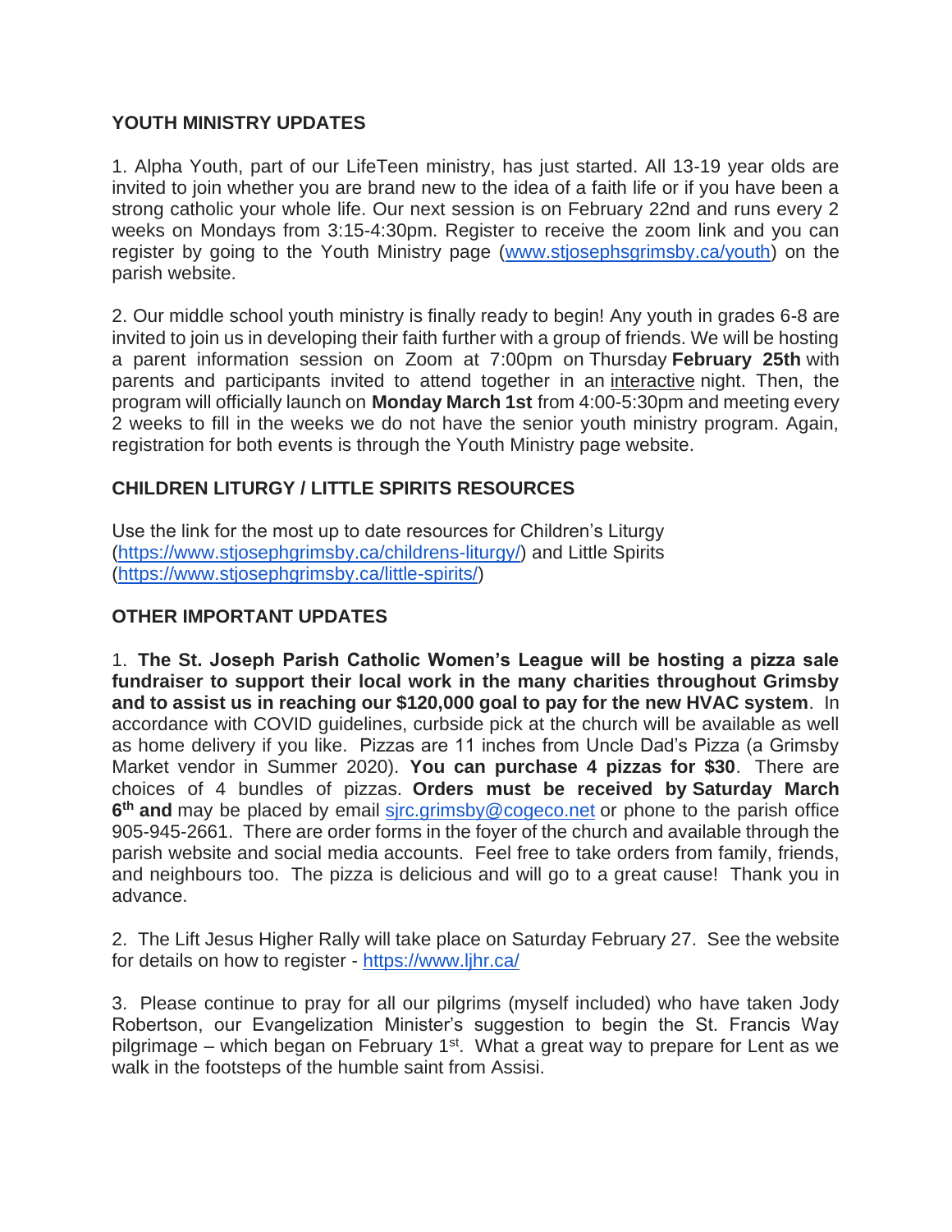**YOUTH MINISTRY UPDATES**

1. Alpha Youth, part of our LifeTeen ministry, has just started. All 13-19 year olds are invited to join whether you are brand new to the idea of a faith life or if you have been a strong catholic your whole life. Our next session is on February 22nd and runs every 2 weeks on Mondays from 3:15-4:30pm. Register to receive the zoom link and you can register by going to the Youth Ministry page (www.stjosephsgrimsby.ca/youth) on the parish website.

2. Our middle school youth ministry is finally ready to begin! Any youth in grades 6-8 are invited to join us in developing their faith further with a group of friends. We will be hosting a parent information session on Zoom at 7:00pm on Thursday **February 25th** with parents and participants invited to attend together in an interactive night. Then, the program will officially launch on **Monday March 1st** from 4:00-5:30pm and meeting every 2 weeks to fill in the weeks we do not have the senior youth ministry program. Again, registration for both events is through the Youth Ministry page website.

**CHILDREN LITURGY / LITTLE SPIRITS RESOURCES**

Use the link for the most up to date resources for Children's Liturgy (https://www.stjosephgrimsby.ca/childrens-liturgy/) and Little Spirits (https://www.stjosephgrimsby.ca/little-spirits/)

**OTHER IMPORTANT UPDATES**

1. **The St. Joseph Parish Catholic Women's League will be hosting a pizza sale fundraiser to support their local work in the many charities throughout Grimsby and to assist us in reaching our $120,000 goal to pay for the new HVAC system**. In accordance with COVID guidelines, curbside pick at the church will be available as well as home delivery if you like. Pizzas are 11 inches from Uncle Dad's Pizza (a Grimsby Market vendor in Summer 2020). **You can purchase 4 pizzas for $30**. There are choices of 4 bundles of pizzas. **Orders must be received by Saturday March 6th and** may be placed by email sjrc.grimsby@cogeco.net or phone to the parish office 905-945-2661. There are order forms in the foyer of the church and available through the parish website and social media accounts. Feel free to take orders from family, friends, and neighbours too. The pizza is delicious and will go to a great cause! Thank you in advance.

2. The Lift Jesus Higher Rally will take place on Saturday February 27. See the website for details on how to register - https://www.ljhr.ca/

3. Please continue to pray for all our pilgrims (myself included) who have taken Jody Robertson, our Evangelization Minister's suggestion to begin the St. Francis Way pilgrimage – which began on February 1st. What a great way to prepare for Lent as we walk in the footsteps of the humble saint from Assisi.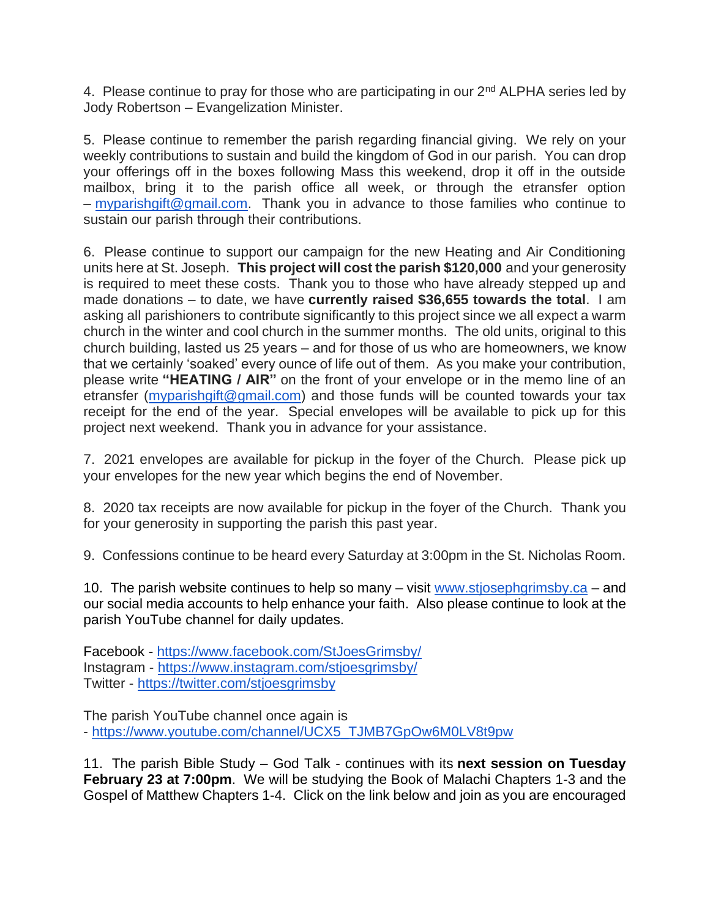4. Please continue to pray for those who are participating in our 2nd ALPHA series led by Jody Robertson – Evangelization Minister.

5. Please continue to remember the parish regarding financial giving. We rely on your weekly contributions to sustain and build the kingdom of God in our parish. You can drop your offerings off in the boxes following Mass this weekend, drop it off in the outside mailbox, bring it to the parish office all week, or through the etransfer option – myparishgift@gmail.com. Thank you in advance to those families who continue to sustain our parish through their contributions.

6. Please continue to support our campaign for the new Heating and Air Conditioning units here at St. Joseph. **This project will cost the parish $120,000** and your generosity is required to meet these costs. Thank you to those who have already stepped up and made donations – to date, we have **currently raised $36,655 towards the total**. I am asking all parishioners to contribute significantly to this project since we all expect a warm church in the winter and cool church in the summer months. The old units, original to this church building, lasted us 25 years – and for those of us who are homeowners, we know that we certainly 'soaked' every ounce of life out of them. As you make your contribution, please write **"HEATING / AIR"** on the front of your envelope or in the memo line of an etransfer (myparishgift@gmail.com) and those funds will be counted towards your tax receipt for the end of the year. Special envelopes will be available to pick up for this project next weekend. Thank you in advance for your assistance.

7. 2021 envelopes are available for pickup in the foyer of the Church. Please pick up your envelopes for the new year which begins the end of November.

8. 2020 tax receipts are now available for pickup in the foyer of the Church. Thank you for your generosity in supporting the parish this past year.

9. Confessions continue to be heard every Saturday at 3:00pm in the St. Nicholas Room.

10. The parish website continues to help so many – visit www.stjosephgrimsby.ca – and our social media accounts to help enhance your faith. Also please continue to look at the parish YouTube channel for daily updates.

Facebook - https://www.facebook.com/StJoesGrimsby/
Instagram - https://www.instagram.com/stjoesgrimsby/
Twitter - https://twitter.com/stjoesgrimsby

The parish YouTube channel once again is
- https://www.youtube.com/channel/UCX5_TJMB7GpOw6M0LV8t9pw

11. The parish Bible Study – God Talk - continues with its **next session on Tuesday February 23 at 7:00pm**. We will be studying the Book of Malachi Chapters 1-3 and the Gospel of Matthew Chapters 1-4. Click on the link below and join as you are encouraged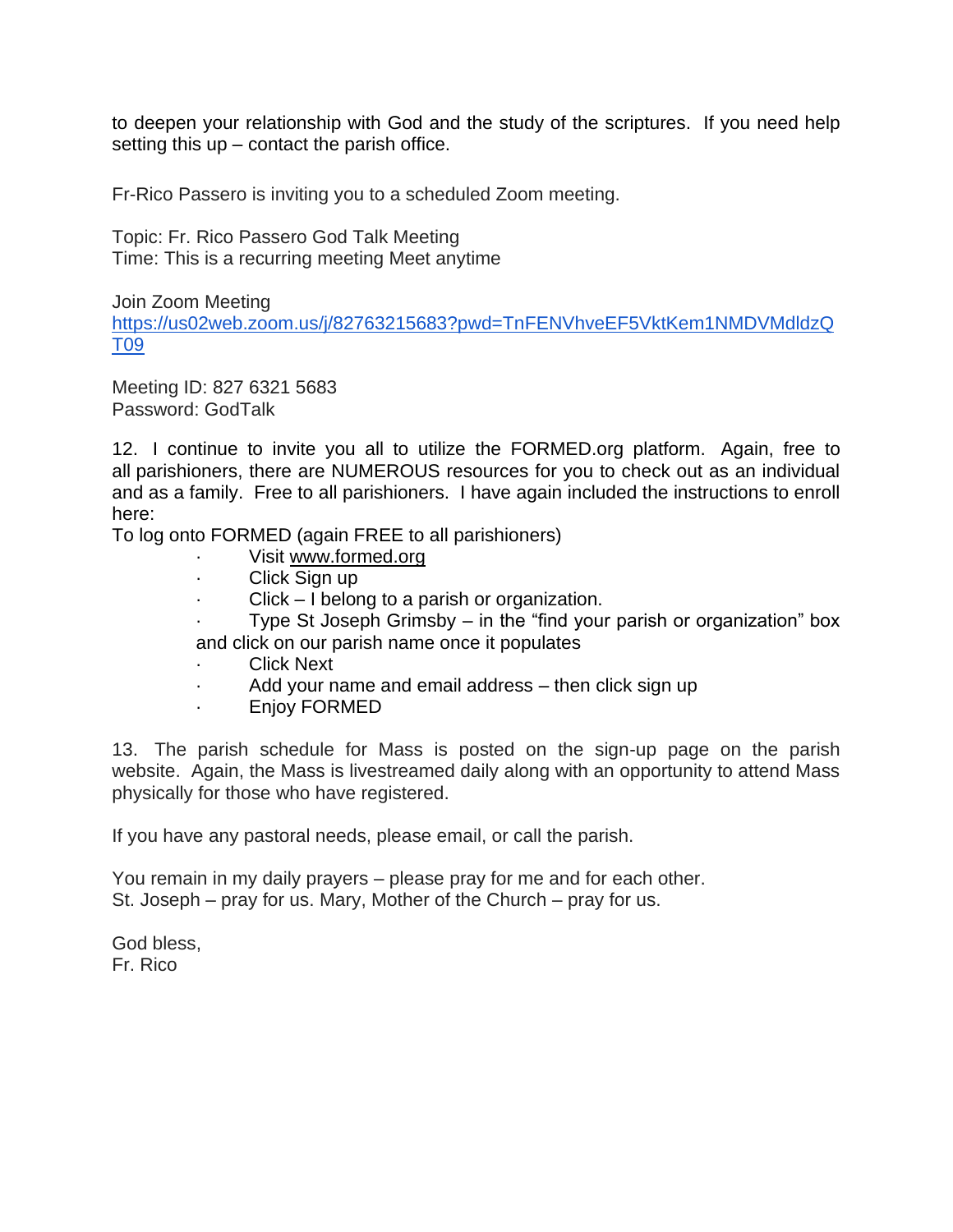to deepen your relationship with God and the study of the scriptures. If you need help setting this up – contact the parish office.

Fr-Rico Passero is inviting you to a scheduled Zoom meeting.

Topic: Fr. Rico Passero God Talk Meeting
Time: This is a recurring meeting Meet anytime

Join Zoom Meeting
https://us02web.zoom.us/j/82763215683?pwd=TnFENVhveEF5VktKem1NMDVMdldzQT09

Meeting ID: 827 6321 5683
Password: GodTalk

12. I continue to invite you all to utilize the FORMED.org platform. Again, free to all parishioners, there are NUMEROUS resources for you to check out as an individual and as a family. Free to all parishioners. I have again included the instructions to enroll here:

To log onto FORMED (again FREE to all parishioners)

- Visit www.formed.org
- Click Sign up
- Click – I belong to a parish or organization.
- Type St Joseph Grimsby – in the "find your parish or organization" box and click on our parish name once it populates
- Click Next
- Add your name and email address – then click sign up
- Enjoy FORMED

13. The parish schedule for Mass is posted on the sign-up page on the parish website. Again, the Mass is livestreamed daily along with an opportunity to attend Mass physically for those who have registered.

If you have any pastoral needs, please email, or call the parish.

You remain in my daily prayers – please pray for me and for each other.
St. Joseph – pray for us. Mary, Mother of the Church – pray for us.

God bless,
Fr. Rico